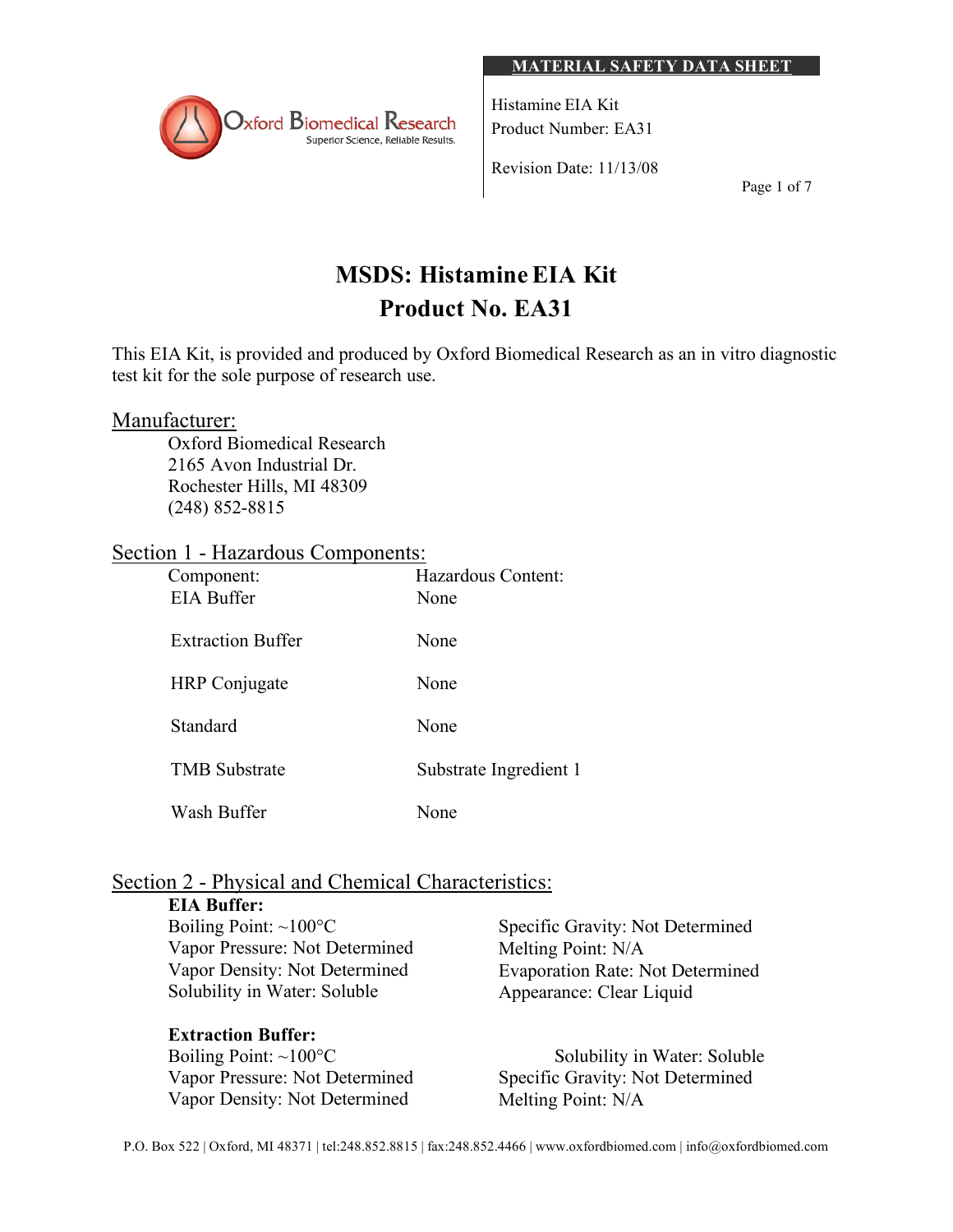MATERIAL SAFETY DATA SHEET

Oxford Biomedical Research
Superior Science, Reliable Results.

Histamine EIA Kit
Product Number: EA31

Revision Date: 11/13/08

# MSDS: Histamine EIA Kit
# Product No. EA31

This EIA Kit, is provided and produced by Oxford Biomedical Research as an in vitro diagnostic test kit for the sole purpose of research use.

## Manufacturer:

Oxford Biomedical Research
2165 Avon Industrial Dr.
Rochester Hills, MI 48309
(248) 852-8815

## Section 1 - Hazardous Components:

| Component: | Hazardous Content: |
|---|---|
| EIA Buffer | None |
| Extraction Buffer | None |
| HRP Conjugate | None |
| Standard | None |
| TMB Substrate | Substrate Ingredient 1 |
| Wash Buffer | None |

## Section 2 - Physical and Chemical Characteristics:

**EIA Buffer:**

Boiling Point: ~100°C
Vapor Pressure: Not Determined
Vapor Density: Not Determined
Solubility in Water: Soluble
Specific Gravity: Not Determined
Melting Point: N/A
Evaporation Rate: Not Determined
Appearance: Clear Liquid

**Extraction Buffer:**

Boiling Point: ~100°C
Vapor Pressure: Not Determined
Vapor Density: Not Determined
Solubility in Water: Soluble
Specific Gravity: Not Determined
Melting Point: N/A

P.O. Box 522 | Oxford, MI 48371 | tel:248.852.8815 | fax:248.852.4466 | www.oxfordbiomed.com | info@oxfordbiomed.com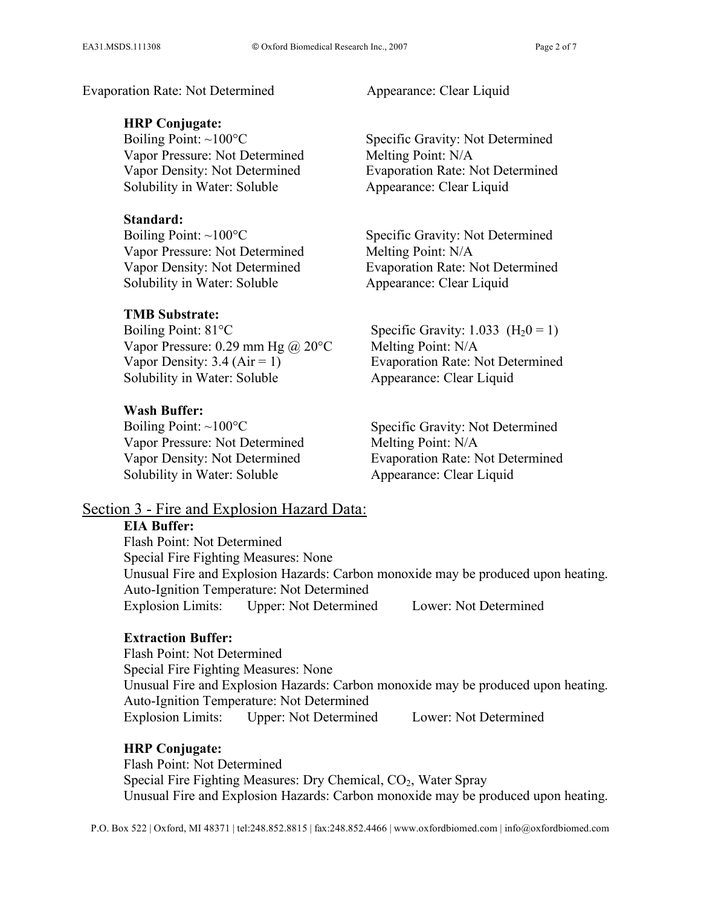Evaporation Rate: Not Determined

Appearance: Clear Liquid

**HRP Conjugate:**

Boiling Point: ~100°C
Vapor Pressure: Not Determined
Vapor Density: Not Determined
Solubility in Water: Soluble
Specific Gravity: Not Determined
Melting Point: N/A
Evaporation Rate: Not Determined
Appearance: Clear Liquid

**Standard:**

Boiling Point: ~100°C
Vapor Pressure: Not Determined
Vapor Density: Not Determined
Solubility in Water: Soluble
Specific Gravity: Not Determined
Melting Point: N/A
Evaporation Rate: Not Determined
Appearance: Clear Liquid

**TMB Substrate:**

Boiling Point: 81°C
Vapor Pressure: 0.29 mm Hg @ 20°C
Vapor Density: 3.4 (Air = 1)
Solubility in Water: Soluble
Specific Gravity: 1.033 ($H_20 = 1$)
Melting Point: N/A
Evaporation Rate: Not Determined
Appearance: Clear Liquid

**Wash Buffer:**

Boiling Point: ~100°C
Vapor Pressure: Not Determined
Vapor Density: Not Determined
Solubility in Water: Soluble
Specific Gravity: Not Determined
Melting Point: N/A
Evaporation Rate: Not Determined
Appearance: Clear Liquid

## Section 3 - Fire and Explosion Hazard Data:

**EIA Buffer:**

Flash Point: Not Determined
Special Fire Fighting Measures: None
Unusual Fire and Explosion Hazards: Carbon monoxide may be produced upon heating.
Auto-Ignition Temperature: Not Determined
Explosion Limits: Upper: Not Determined Lower: Not Determined

**Extraction Buffer:**

Flash Point: Not Determined
Special Fire Fighting Measures: None
Unusual Fire and Explosion Hazards: Carbon monoxide may be produced upon heating.
Auto-Ignition Temperature: Not Determined
Explosion Limits: Upper: Not Determined Lower: Not Determined

**HRP Conjugate:**

Flash Point: Not Determined
Special Fire Fighting Measures: Dry Chemical, $CO_2$, Water Spray
Unusual Fire and Explosion Hazards: Carbon monoxide may be produced upon heating.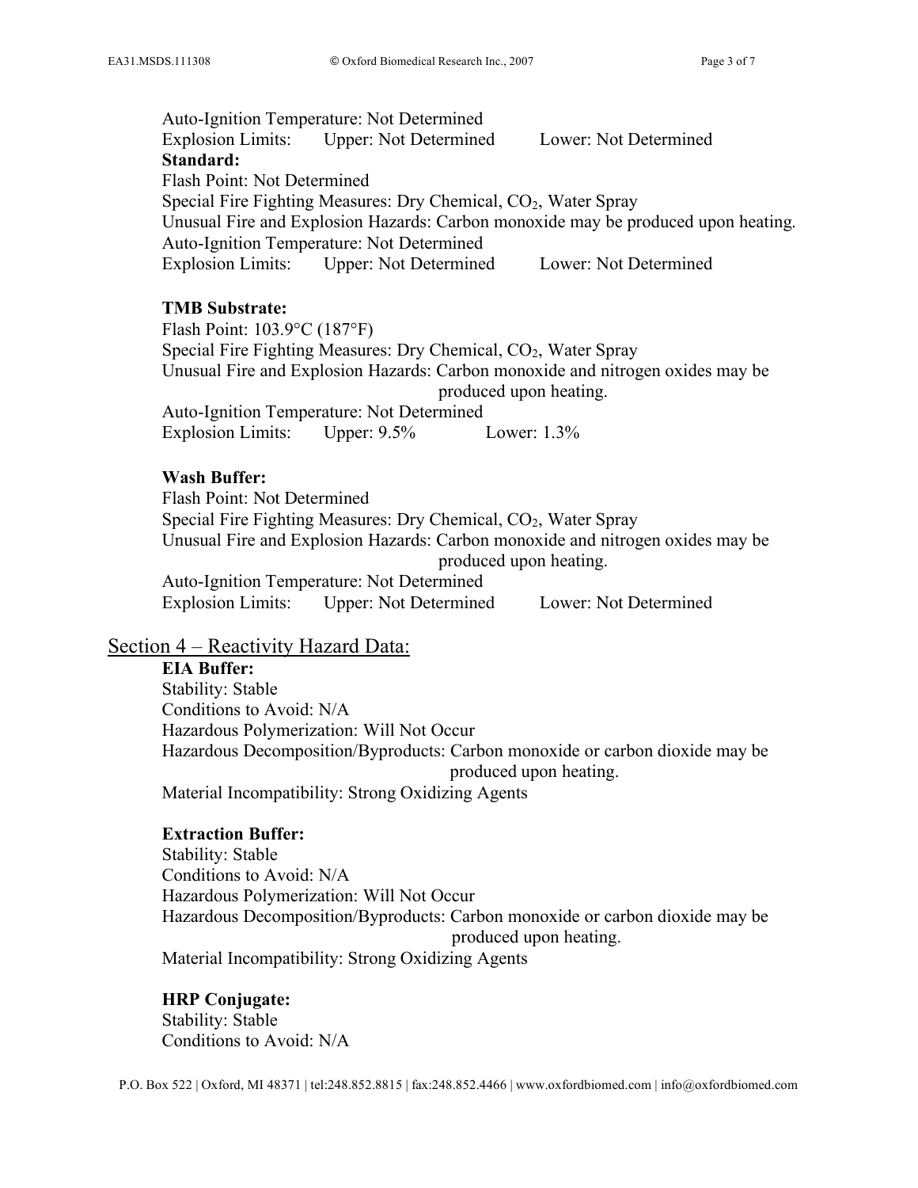Auto-Ignition Temperature: Not Determined
Explosion Limits: Upper: Not Determined Lower: Not Determined

**Standard:**
Flash Point: Not Determined
Special Fire Fighting Measures: Dry Chemical, $CO_2$, Water Spray
Unusual Fire and Explosion Hazards: Carbon monoxide may be produced upon heating.
Auto-Ignition Temperature: Not Determined
Explosion Limits: Upper: Not Determined Lower: Not Determined

**TMB Substrate:**
Flash Point: 103.9°C (187°F)
Special Fire Fighting Measures: Dry Chemical, $CO_2$, Water Spray
Unusual Fire and Explosion Hazards: Carbon monoxide and nitrogen oxides may be produced upon heating.
Auto-Ignition Temperature: Not Determined
Explosion Limits: Upper: 9.5% Lower: 1.3%

**Wash Buffer:**
Flash Point: Not Determined
Special Fire Fighting Measures: Dry Chemical, $CO_2$, Water Spray
Unusual Fire and Explosion Hazards: Carbon monoxide and nitrogen oxides may be produced upon heating.
Auto-Ignition Temperature: Not Determined
Explosion Limits: Upper: Not Determined Lower: Not Determined

## Section 4 – Reactivity Hazard Data:

**EIA Buffer:**
Stability: Stable
Conditions to Avoid: N/A
Hazardous Polymerization: Will Not Occur
Hazardous Decomposition/Byproducts: Carbon monoxide or carbon dioxide may be produced upon heating.
Material Incompatibility: Strong Oxidizing Agents

**Extraction Buffer:**
Stability: Stable
Conditions to Avoid: N/A
Hazardous Polymerization: Will Not Occur
Hazardous Decomposition/Byproducts: Carbon monoxide or carbon dioxide may be produced upon heating.
Material Incompatibility: Strong Oxidizing Agents

**HRP Conjugate:**
Stability: Stable
Conditions to Avoid: N/A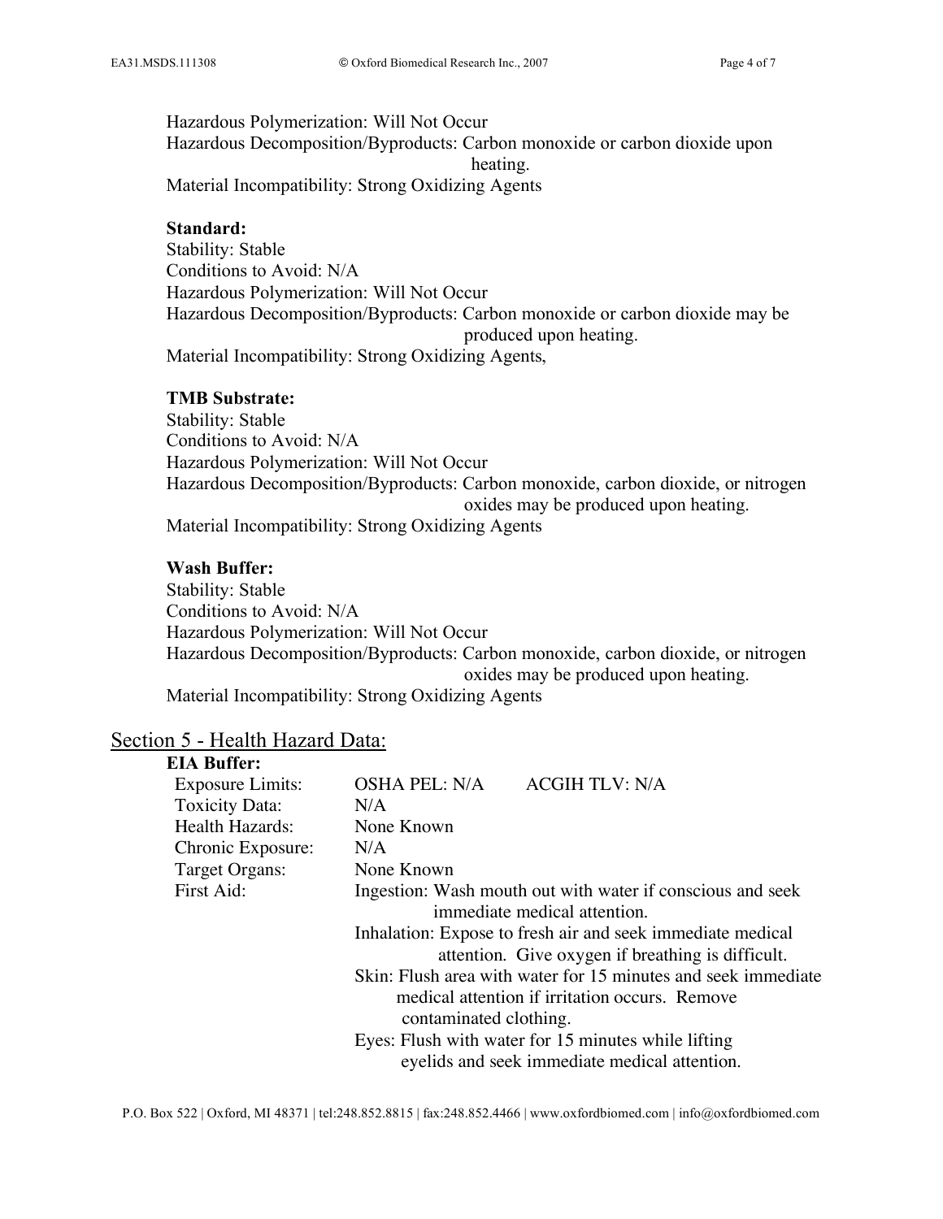Hazardous Polymerization: Will Not Occur
Hazardous Decomposition/Byproducts: Carbon monoxide or carbon dioxide upon heating.
Material Incompatibility: Strong Oxidizing Agents

**Standard:**
Stability: Stable
Conditions to Avoid: N/A
Hazardous Polymerization: Will Not Occur
Hazardous Decomposition/Byproducts: Carbon monoxide or carbon dioxide may be produced upon heating.
Material Incompatibility: Strong Oxidizing Agents,

**TMB Substrate:**
Stability: Stable
Conditions to Avoid: N/A
Hazardous Polymerization: Will Not Occur
Hazardous Decomposition/Byproducts: Carbon monoxide, carbon dioxide, or nitrogen oxides may be produced upon heating.
Material Incompatibility: Strong Oxidizing Agents

**Wash Buffer:**
Stability: Stable
Conditions to Avoid: N/A
Hazardous Polymerization: Will Not Occur
Hazardous Decomposition/Byproducts: Carbon monoxide, carbon dioxide, or nitrogen oxides may be produced upon heating.
Material Incompatibility: Strong Oxidizing Agents

## Section 5 - Health Hazard Data:

**EIA Buffer:**

Exposure Limits: OSHA PEL: N/A ACGIH TLV: N/A
Toxicity Data: N/A
Health Hazards: None Known
Chronic Exposure: N/A
Target Organs: None Known
First Aid:
- Ingestion: Wash mouth out with water if conscious and seek immediate medical attention.
- Inhalation: Expose to fresh air and seek immediate medical attention. Give oxygen if breathing is difficult.
- Skin: Flush area with water for 15 minutes and seek immediate medical attention if irritation occurs. Remove contaminated clothing.
- Eyes: Flush with water for 15 minutes while lifting eyelids and seek immediate medical attention.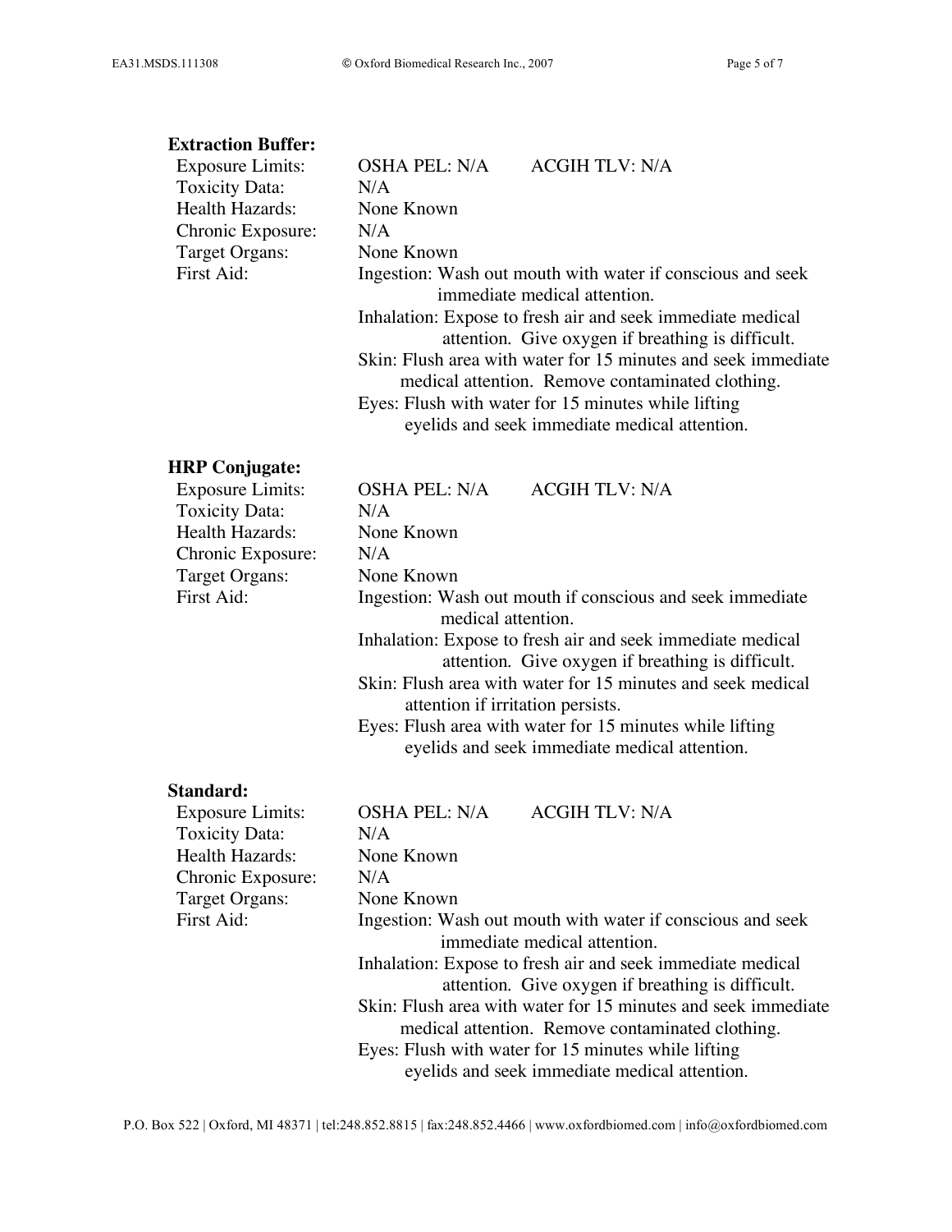**Extraction Buffer:**

| | |
|---|---|
| Exposure Limits: | OSHA PEL: N/A    ACGIH TLV: N/A |
| Toxicity Data: | N/A |
| Health Hazards: | None Known |
| Chronic Exposure: | N/A |
| Target Organs: | None Known |
| First Aid: | Ingestion: Wash out mouth with water if conscious and seek immediate medical attention.<br>Inhalation: Expose to fresh air and seek immediate medical attention. Give oxygen if breathing is difficult.<br>Skin: Flush area with water for 15 minutes and seek immediate medical attention. Remove contaminated clothing.<br>Eyes: Flush with water for 15 minutes while lifting eyelids and seek immediate medical attention. |

**HRP Conjugate:**

| | |
|---|---|
| Exposure Limits: | OSHA PEL: N/A    ACGIH TLV: N/A |
| Toxicity Data: | N/A |
| Health Hazards: | None Known |
| Chronic Exposure: | N/A |
| Target Organs: | None Known |
| First Aid: | Ingestion: Wash out mouth if conscious and seek immediate medical attention.<br>Inhalation: Expose to fresh air and seek immediate medical attention. Give oxygen if breathing is difficult.<br>Skin: Flush area with water for 15 minutes and seek medical attention if irritation persists.<br>Eyes: Flush area with water for 15 minutes while lifting eyelids and seek immediate medical attention. |

**Standard:**

| | |
|---|---|
| Exposure Limits: | OSHA PEL: N/A    ACGIH TLV: N/A |
| Toxicity Data: | N/A |
| Health Hazards: | None Known |
| Chronic Exposure: | N/A |
| Target Organs: | None Known |
| First Aid: | Ingestion: Wash out mouth with water if conscious and seek immediate medical attention.<br>Inhalation: Expose to fresh air and seek immediate medical attention. Give oxygen if breathing is difficult.<br>Skin: Flush area with water for 15 minutes and seek immediate medical attention. Remove contaminated clothing.<br>Eyes: Flush with water for 15 minutes while lifting eyelids and seek immediate medical attention. |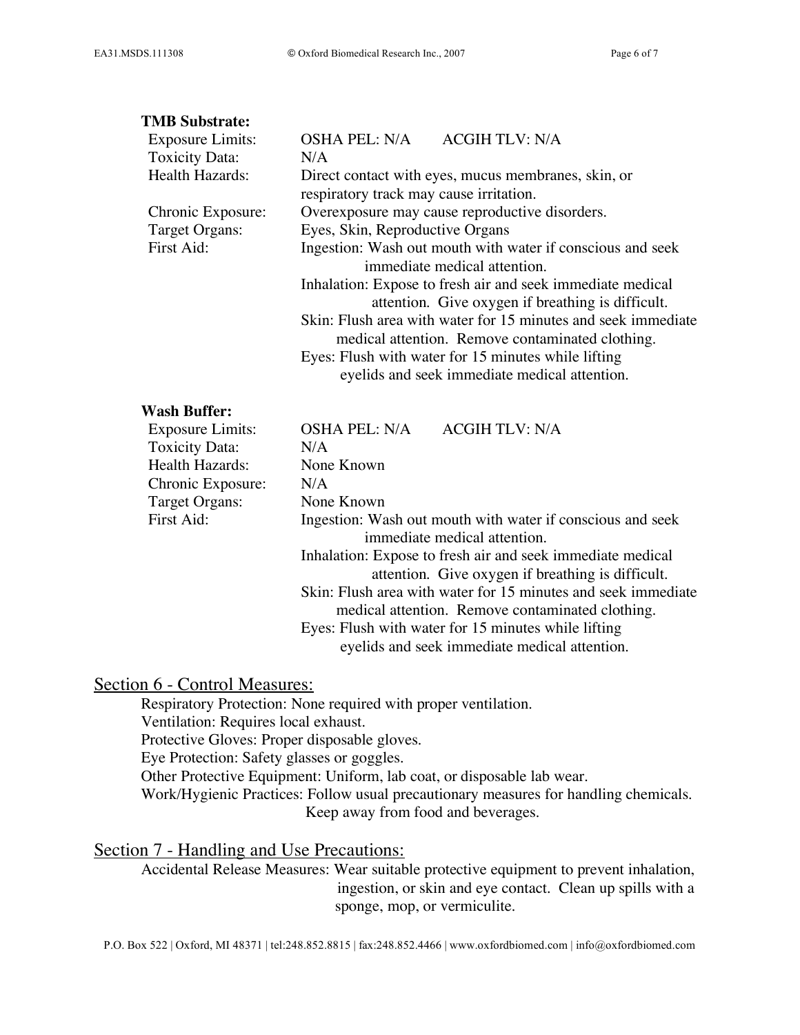**TMB Substrate:**

| | |
|---|---|
| Exposure Limits: | OSHA PEL: N/A ACGIH TLV: N/A |
| Toxicity Data: | N/A |
| Health Hazards: | Direct contact with eyes, mucus membranes, skin, or respiratory track may cause irritation. |
| Chronic Exposure: | Overexposure may cause reproductive disorders. |
| Target Organs: | Eyes, Skin, Reproductive Organs |
| First Aid: | Ingestion: Wash out mouth with water if conscious and seek immediate medical attention.<br>Inhalation: Expose to fresh air and seek immediate medical attention. Give oxygen if breathing is difficult.<br>Skin: Flush area with water for 15 minutes and seek immediate medical attention. Remove contaminated clothing.<br>Eyes: Flush with water for 15 minutes while lifting eyelids and seek immediate medical attention. |

**Wash Buffer:**

| | |
|---|---|
| Exposure Limits: | OSHA PEL: N/A ACGIH TLV: N/A |
| Toxicity Data: | N/A |
| Health Hazards: | None Known |
| Chronic Exposure: | N/A |
| Target Organs: | None Known |
| First Aid: | Ingestion: Wash out mouth with water if conscious and seek immediate medical attention.<br>Inhalation: Expose to fresh air and seek immediate medical attention. Give oxygen if breathing is difficult.<br>Skin: Flush area with water for 15 minutes and seek immediate medical attention. Remove contaminated clothing.<br>Eyes: Flush with water for 15 minutes while lifting eyelids and seek immediate medical attention. |

## Section 6 - Control Measures:

Respiratory Protection: None required with proper ventilation.
Ventilation: Requires local exhaust.
Protective Gloves: Proper disposable gloves.
Eye Protection: Safety glasses or goggles.
Other Protective Equipment: Uniform, lab coat, or disposable lab wear.
Work/Hygienic Practices: Follow usual precautionary measures for handling chemicals. Keep away from food and beverages.

## Section 7 - Handling and Use Precautions:

Accidental Release Measures: Wear suitable protective equipment to prevent inhalation, ingestion, or skin and eye contact. Clean up spills with a sponge, mop, or vermiculite.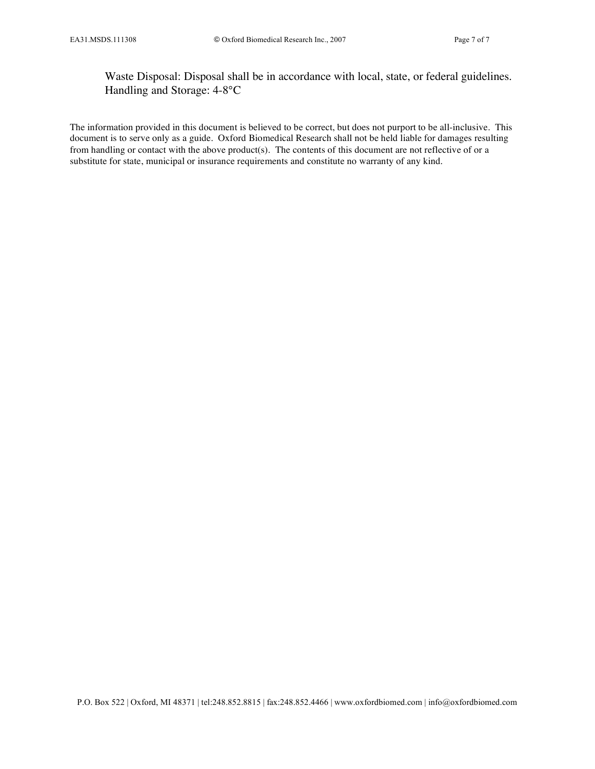Waste Disposal: Disposal shall be in accordance with local, state, or federal guidelines.
Handling and Storage: 4-8°C

The information provided in this document is believed to be correct, but does not purport to be all-inclusive. This document is to serve only as a guide. Oxford Biomedical Research shall not be held liable for damages resulting from handling or contact with the above product(s). The contents of this document are not reflective of or a substitute for state, municipal or insurance requirements and constitute no warranty of any kind.